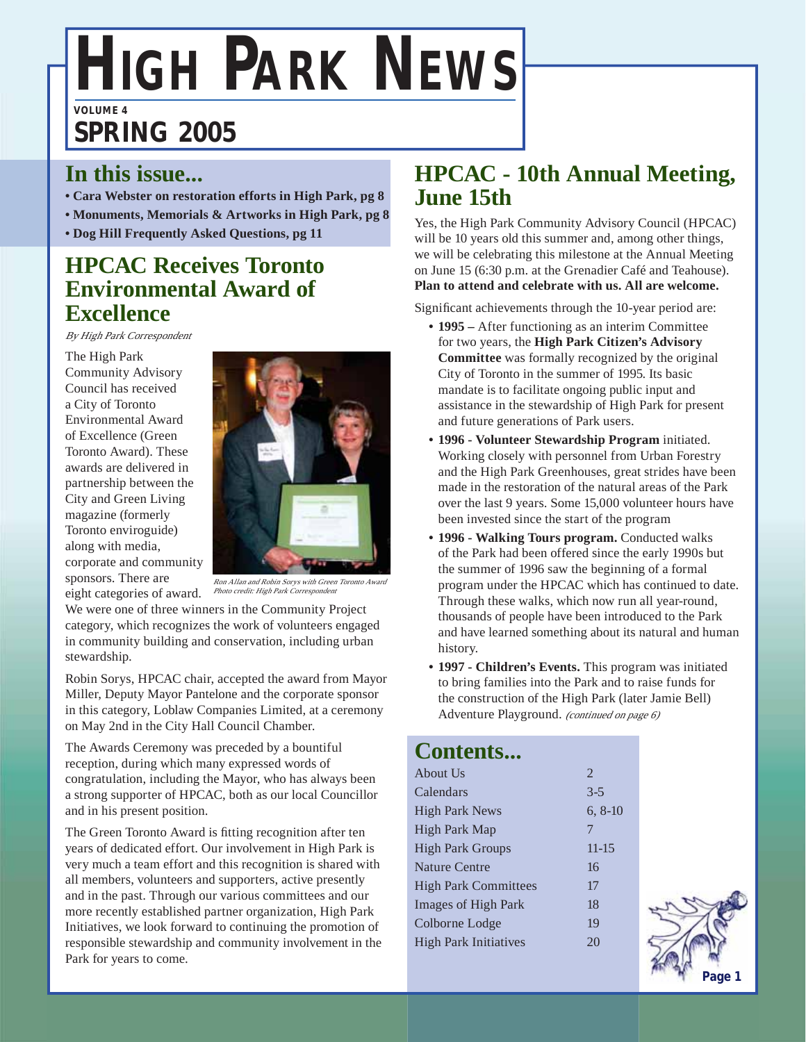# HIGH PARK NEWS

VOLUME 4

**SPRING 2005**

## In this issue...

- **Cara Webster on restoration efforts in High Park, pg 8**
- **Monuments, Memorials & Artworks in High Park, pg 8**
- **Dog Hill Frequently Asked Questions, pg 11**

## HPCAC Receives Toronto Environmental Award of Excellence

*By High Park Correspondent*

The High Park Community Advisory Council has received a City of Toronto Environmental Award of Excellence (Green Toronto Award). These awards are delivered in partnership between the City and Green Living magazine (formerly Toronto enviroguide) along with media, corporate and community sponsors. There are eight categories of award. We were one of three winners in the Community Project category, which recognizes the work of volunteers engaged in community building and conservation, including urban stewardship.

*Ron Allan and Robin Sorys with Green Toronto Award*
*Photo credit: High Park Correspondent*

Robin Sorys, HPCAC chair, accepted the award from Mayor Miller, Deputy Mayor Pantelone and the corporate sponsor in this category, Loblaw Companies Limited, at a ceremony on May 2nd in the City Hall Council Chamber.

The Awards Ceremony was preceded by a bountiful reception, during which many expressed words of congratulation, including the Mayor, who has always been a strong supporter of HPCAC, both as our local Councillor and in his present position.

The Green Toronto Award is fitting recognition after ten years of dedicated effort. Our involvement in High Park is very much a team effort and this recognition is shared with all members, volunteers and supporters, active presently and in the past. Through our various committees and our more recently established partner organization, High Park Initiatives, we look forward to continuing the promotion of responsible stewardship and community involvement in the Park for years to come.

## HPCAC - 10th Annual Meeting, June 15th

Yes, the High Park Community Advisory Council (HPCAC) will be 10 years old this summer and, among other things, we will be celebrating this milestone at the Annual Meeting on June 15 (6:30 p.m. at the Grenadier Café and Teahouse). **Plan to attend and celebrate with us. All are welcome.**

Significant achievements through the 10-year period are:

- **1995 –** After functioning as an interim Committee for two years, the **High Park Citizen's Advisory Committee** was formally recognized by the original City of Toronto in the summer of 1995. Its basic mandate is to facilitate ongoing public input and assistance in the stewardship of High Park for present and future generations of Park users.
- **1996 - Volunteer Stewardship Program** initiated. Working closely with personnel from Urban Forestry and the High Park Greenhouses, great strides have been made in the restoration of the natural areas of the Park over the last 9 years. Some 15,000 volunteer hours have been invested since the start of the program
- **1996 - Walking Tours program.** Conducted walks of the Park had been offered since the early 1990s but the summer of 1996 saw the beginning of a formal program under the HPCAC which has continued to date. Through these walks, which now run all year-round, thousands of people have been introduced to the Park and have learned something about its natural and human history.
- **1997 - Children's Events.** This program was initiated to bring families into the Park and to raise funds for the construction of the High Park (later Jamie Bell) Adventure Playground. *(continued on page 6)*

## Contents...

| | |
|---|---|
| About Us | 2 |
| Calendars | 3-5 |
| High Park News | 6, 8-10 |
| High Park Map | 7 |
| High Park Groups | 11-15 |
| Nature Centre | 16 |
| High Park Committees | 17 |
| Images of High Park | 18 |
| Colborne Lodge | 19 |
| High Park Initiatives | 20 |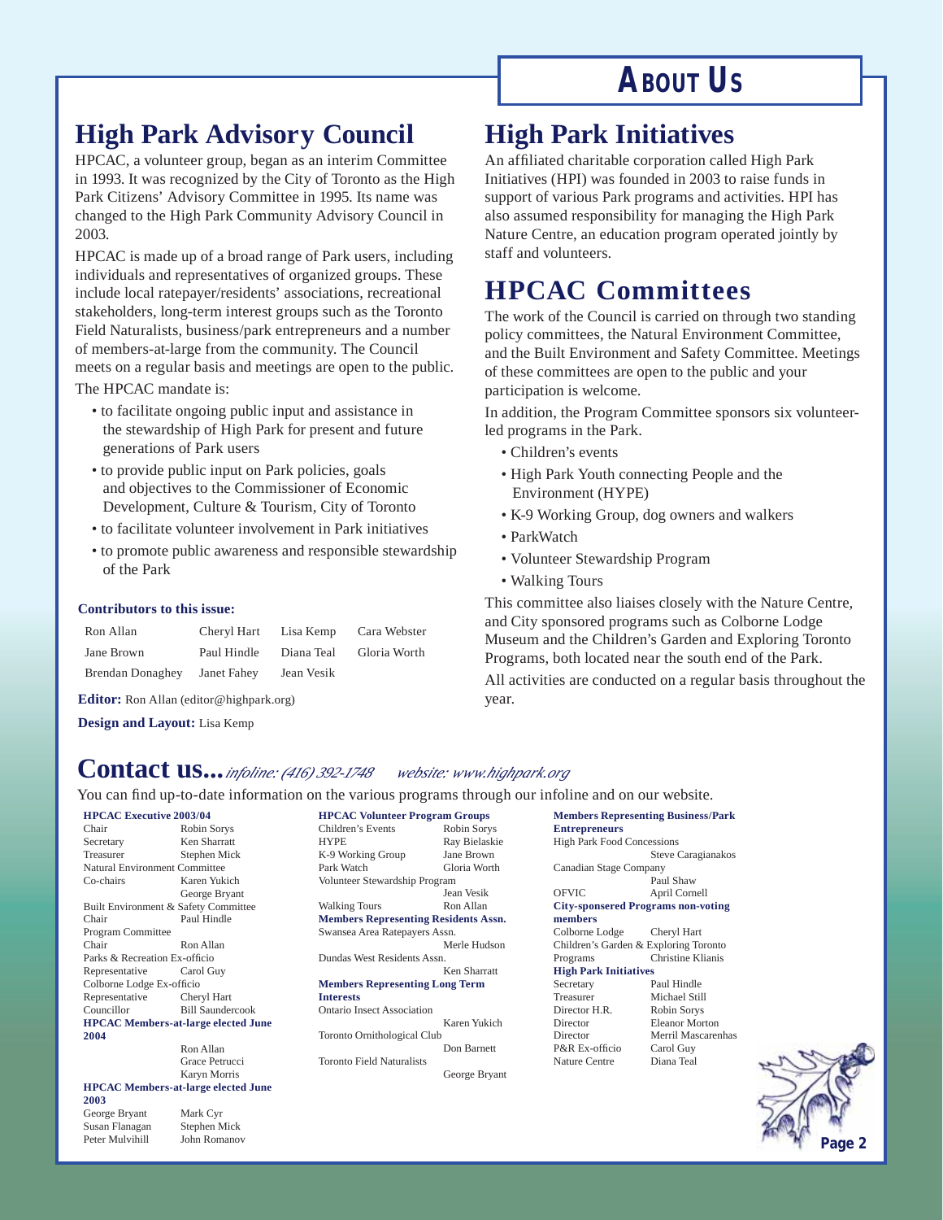# ABOUT US

## High Park Advisory Council

HPCAC, a volunteer group, began as an interim Committee in 1993. It was recognized by the City of Toronto as the High Park Citizens' Advisory Committee in 1995. Its name was changed to the High Park Community Advisory Council in 2003.

HPCAC is made up of a broad range of Park users, including individuals and representatives of organized groups. These include local ratepayer/residents' associations, recreational stakeholders, long-term interest groups such as the Toronto Field Naturalists, business/park entrepreneurs and a number of members-at-large from the community. The Council meets on a regular basis and meetings are open to the public.

The HPCAC mandate is:

- to facilitate ongoing public input and assistance in the stewardship of High Park for present and future generations of Park users
- to provide public input on Park policies, goals and objectives to the Commissioner of Economic Development, Culture & Tourism, City of Toronto
- to facilitate volunteer involvement in Park initiatives
- to promote public awareness and responsible stewardship of the Park

**Contributors to this issue:**

| | | | |
|---|---|---|---|
| Ron Allan | Cheryl Hart | Lisa Kemp | Cara Webster |
| Jane Brown | Paul Hindle | Diana Teal | Gloria Worth |
| Brendan Donaghey | Janet Fahey | Jean Vesik | |

**Editor:** Ron Allan (editor@highpark.org)

**Design and Layout:** Lisa Kemp

## High Park Initiatives

An affiliated charitable corporation called High Park Initiatives (HPI) was founded in 2003 to raise funds in support of various Park programs and activities. HPI has also assumed responsibility for managing the High Park Nature Centre, an education program operated jointly by staff and volunteers.

## HPCAC Committees

The work of the Council is carried on through two standing policy committees, the Natural Environment Committee, and the Built Environment and Safety Committee. Meetings of these committees are open to the public and your participation is welcome.

In addition, the Program Committee sponsors six volunteer-led programs in the Park.

- Children's events
- High Park Youth connecting People and the Environment (HYPE)
- K-9 Working Group, dog owners and walkers
- ParkWatch
- Volunteer Stewardship Program
- Walking Tours

This committee also liaises closely with the Nature Centre, and City sponsored programs such as Colborne Lodge Museum and the Children's Garden and Exploring Toronto Programs, both located near the south end of the Park.

All activities are conducted on a regular basis throughout the year.

## Contact us... *infoline: (416) 392-1748 website: www.highpark.org*

You can find up-to-date information on the various programs through our infoline and on our website.

**HPCAC Executive 2003/04**

Chair — Robin Sorys
Secretary — Ken Sharratt
Treasurer — Stephen Mick
Natural Environment Committee
Co-chairs — Karen Yukich, George Bryant
Built Environment & Safety Committee
Chair — Paul Hindle
Program Committee
Chair — Ron Allan
Parks & Recreation Ex-officio
Representative — Carol Guy
Colborne Lodge Ex-officio
Representative — Cheryl Hart
Councillor — Bill Saundercook

**HPCAC Members-at-large elected June 2004**

Ron Allan
Grace Petrucci
Karyn Morris

**HPCAC Members-at-large elected June 2003**

George Bryant, Mark Cyr
Susan Flanagan, Stephen Mick
Peter Mulvihill, John Romanov

**HPCAC Volunteer Program Groups**

Children's Events — Robin Sorys
HYPE — Ray Bielaskie
K-9 Working Group — Jane Brown
Park Watch — Gloria Worth
Volunteer Stewardship Program — Jean Vesik
Walking Tours — Ron Allan

**Members Representing Residents Assn.**

Swansea Area Ratepayers Assn. — Merle Hudson
Dundas West Residents Assn. — Ken Sharratt

**Members Representing Long Term Interests**

Ontario Insect Association — Karen Yukich
Toronto Ornithological Club — Don Barnett
Toronto Field Naturalists — George Bryant

**Members Representing Business/Park Entrepreneurs**

High Park Food Concessions — Steve Caragianakos
Canadian Stage Company — Paul Shaw
OFVIC — April Cornell

**City-sponsered Programs non-voting members**

Colborne Lodge — Cheryl Hart
Children's Garden & Exploring Toronto Programs — Christine Klianis

**High Park Initiatives**

Secretary — Paul Hindle
Treasurer — Michael Still
Director H.R. — Robin Sorys
Director — Eleanor Morton
Director — Merril Mascarenhas
P&R Ex-officio — Carol Guy
Nature Centre — Diana Teal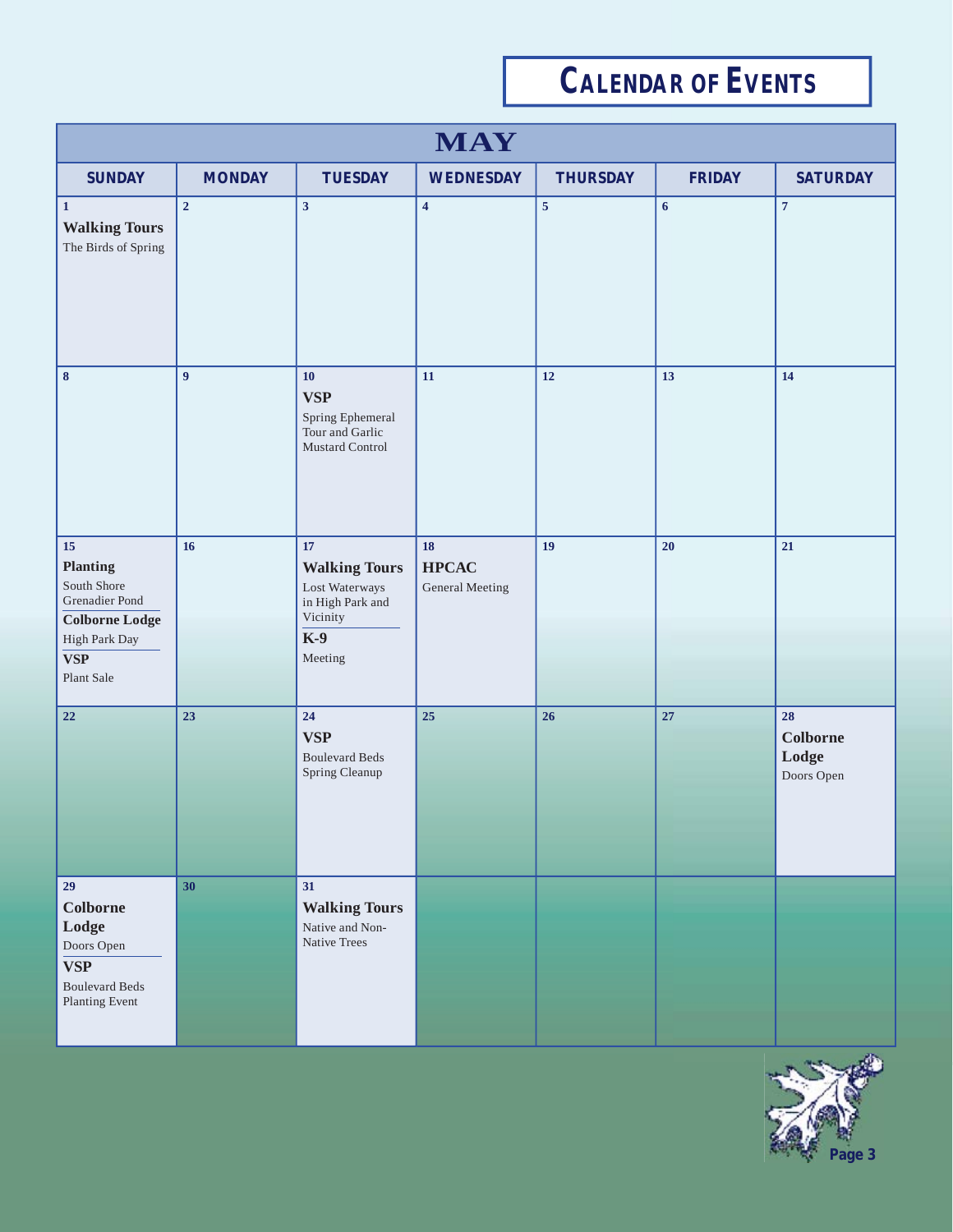# CALENDAR OF EVENTS

| MAY | | | | | | |
|---|---|---|---|---|---|---|
| **SUNDAY** | **MONDAY** | **TUESDAY** | **WEDNESDAY** | **THURSDAY** | **FRIDAY** | **SATURDAY** |
| **1** **Walking Tours** The Birds of Spring | **2** | **3** | **4** | **5** | **6** | **7** |
| **8** | **9** | **10** **VSP** Spring Ephemeral Tour and Garlic Mustard Control | **11** | **12** | **13** | **14** |
| **15** **Planting** South Shore Grenadier Pond; **Colborne Lodge** High Park Day; **VSP** Plant Sale | **16** | **17** **Walking Tours** Lost Waterways in High Park and Vicinity; **K-9** Meeting | **18** **HPCAC** General Meeting | **19** | **20** | **21** |
| **22** | **23** | **24** **VSP** Boulevard Beds Spring Cleanup | **25** | **26** | **27** | **28** **Colborne Lodge** Doors Open |
| **29** **Colborne Lodge** Doors Open; **VSP** Boulevard Beds Planting Event | **30** | **31** **Walking Tours** Native and Non-Native Trees | | | | |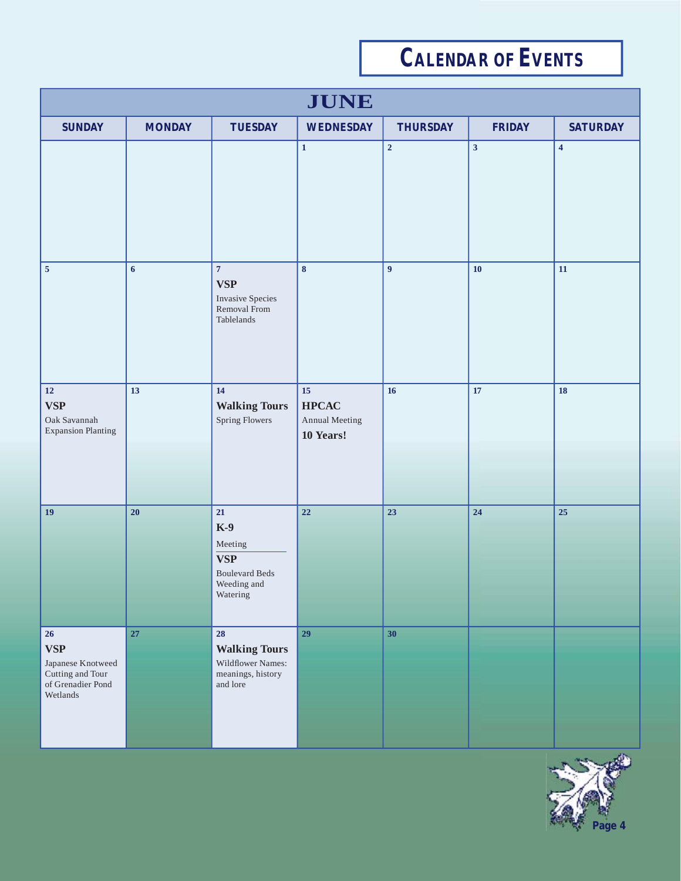# Calendar of Events

| JUNE | | | | | | |
|---|---|---|---|---|---|---|
| **SUNDAY** | **MONDAY** | **TUESDAY** | **WEDNESDAY** | **THURSDAY** | **FRIDAY** | **SATURDAY** |
| | | | 1 | 2 | 3 | 4 |
| 5 | 6 | 7 **VSP** Invasive Species Removal From Tablelands | 8 | 9 | 10 | 11 |
| 12 **VSP** Oak Savannah Expansion Planting | 13 | 14 **Walking Tours** Spring Flowers | 15 **HPCAC** Annual Meeting **10 Years!** | 16 | 17 | 18 |
| 19 | 20 | 21 **K-9** Meeting **VSP** Boulevard Beds Weeding and Watering | 22 | 23 | 24 | 25 |
| 26 **VSP** Japanese Knotweed Cutting and Tour of Grenadier Pond Wetlands | 27 | 28 **Walking Tours** Wildflower Names: meanings, history and lore | 29 | 30 | | |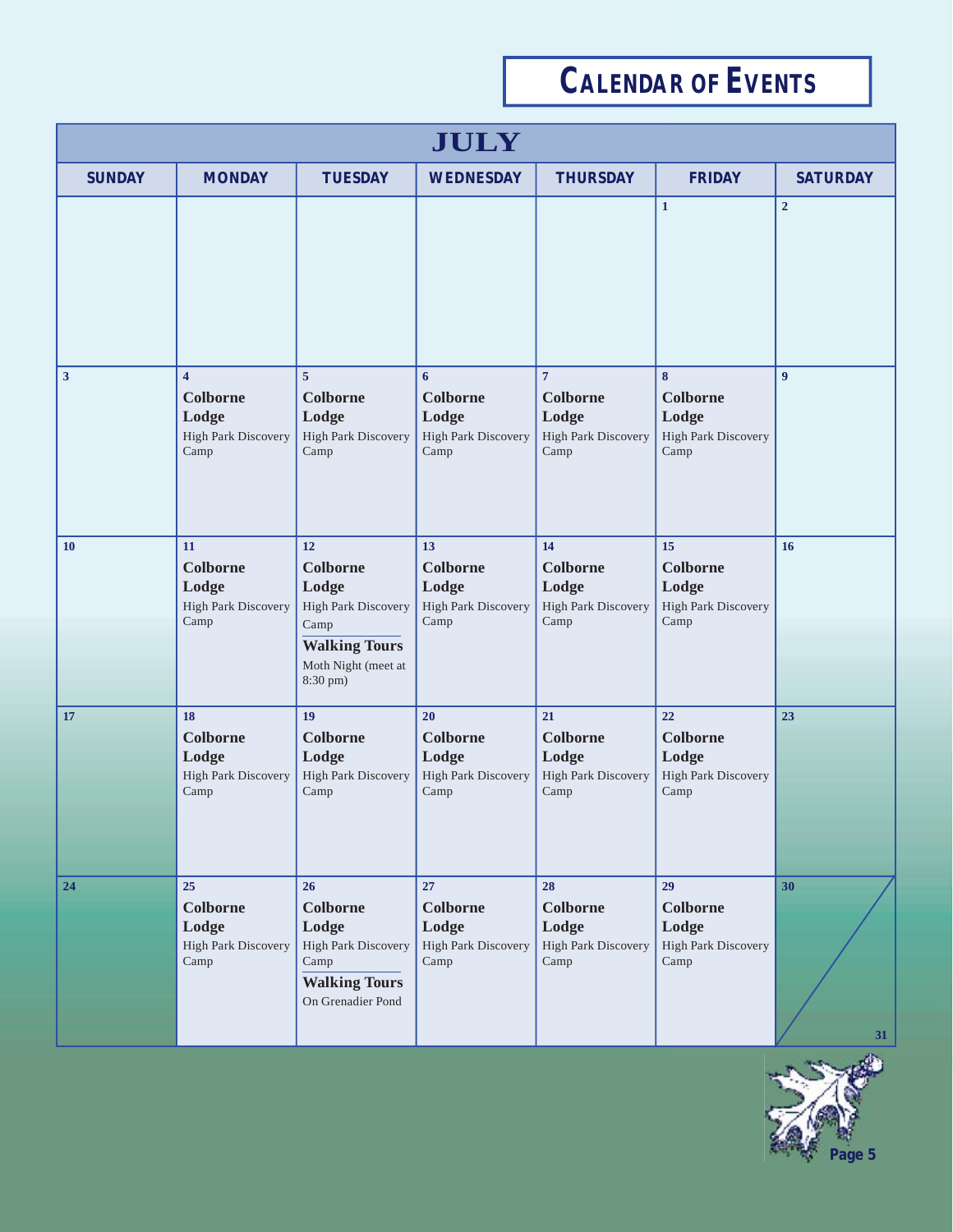# CALENDAR OF EVENTS

## JULY

| SUNDAY | MONDAY | TUESDAY | WEDNESDAY | THURSDAY | FRIDAY | SATURDAY |
|---|---|---|---|---|---|---|
| | | | | | 1 | 2 |
| 3 | 4 **Colborne Lodge** High Park Discovery Camp | 5 **Colborne Lodge** High Park Discovery Camp | 6 **Colborne Lodge** High Park Discovery Camp | 7 **Colborne Lodge** High Park Discovery Camp | 8 **Colborne Lodge** High Park Discovery Camp | 9 |
| 10 | 11 **Colborne Lodge** High Park Discovery Camp | 12 **Colborne Lodge** High Park Discovery Camp **Walking Tours** Moth Night (meet at 8:30 pm) | 13 **Colborne Lodge** High Park Discovery Camp | 14 **Colborne Lodge** High Park Discovery Camp | 15 **Colborne Lodge** High Park Discovery Camp | 16 |
| 17 | 18 **Colborne Lodge** High Park Discovery Camp | 19 **Colborne Lodge** High Park Discovery Camp | 20 **Colborne Lodge** High Park Discovery Camp | 21 **Colborne Lodge** High Park Discovery Camp | 22 **Colborne Lodge** High Park Discovery Camp | 23 |
| 24 | 25 **Colborne Lodge** High Park Discovery Camp | 26 **Colborne Lodge** High Park Discovery Camp **Walking Tours** On Grenadier Pond | 27 **Colborne Lodge** High Park Discovery Camp | 28 **Colborne Lodge** High Park Discovery Camp | 29 **Colborne Lodge** High Park Discovery Camp | 30 / 31 |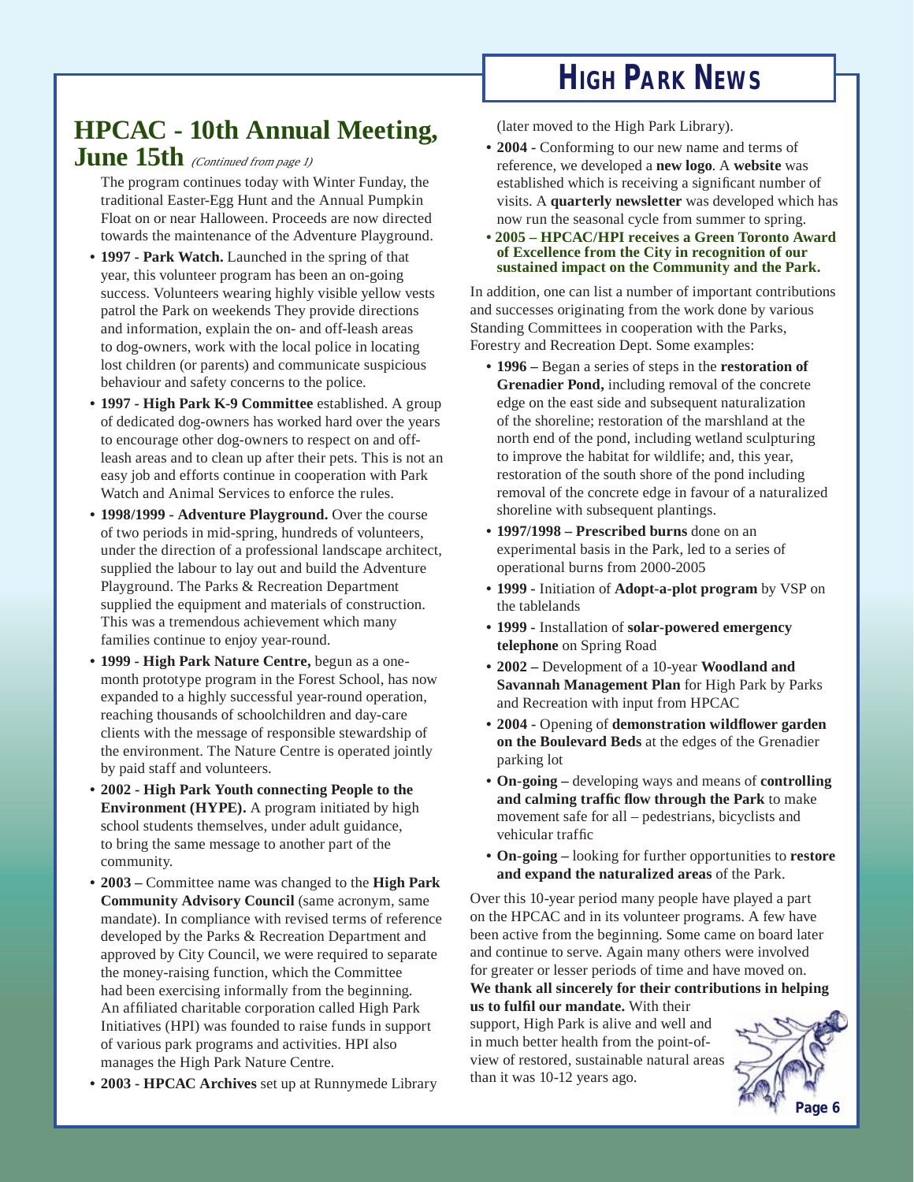## HPCAC - 10th Annual Meeting, June 15th *(Continued from page 1)*

The program continues today with Winter Funday, the traditional Easter-Egg Hunt and the Annual Pumpkin Float on or near Halloween. Proceeds are now directed towards the maintenance of the Adventure Playground.

- **1997 - Park Watch.** Launched in the spring of that year, this volunteer program has been an on-going success. Volunteers wearing highly visible yellow vests patrol the Park on weekends They provide directions and information, explain the on- and off-leash areas to dog-owners, work with the local police in locating lost children (or parents) and communicate suspicious behaviour and safety concerns to the police.
- **1997 - High Park K-9 Committee** established. A group of dedicated dog-owners has worked hard over the years to encourage other dog-owners to respect on and off-leash areas and to clean up after their pets. This is not an easy job and efforts continue in cooperation with Park Watch and Animal Services to enforce the rules.
- **1998/1999 - Adventure Playground.** Over the course of two periods in mid-spring, hundreds of volunteers, under the direction of a professional landscape architect, supplied the labour to lay out and build the Adventure Playground. The Parks & Recreation Department supplied the equipment and materials of construction. This was a tremendous achievement which many families continue to enjoy year-round.
- **1999 - High Park Nature Centre,** begun as a one-month prototype program in the Forest School, has now expanded to a highly successful year-round operation, reaching thousands of schoolchildren and day-care clients with the message of responsible stewardship of the environment. The Nature Centre is operated jointly by paid staff and volunteers.
- **2002 - High Park Youth connecting People to the Environment (HYPE).** A program initiated by high school students themselves, under adult guidance, to bring the same message to another part of the community.
- **2003 –** Committee name was changed to the **High Park Community Advisory Council** (same acronym, same mandate). In compliance with revised terms of reference developed by the Parks & Recreation Department and approved by City Council, we were required to separate the money-raising function, which the Committee had been exercising informally from the beginning. An affiliated charitable corporation called High Park Initiatives (HPI) was founded to raise funds in support of various park programs and activities. HPI also manages the High Park Nature Centre.
- **2003 - HPCAC Archives** set up at Runnymede Library (later moved to the High Park Library).
- **2004 -** Conforming to our new name and terms of reference, we developed a **new logo**. A **website** was established which is receiving a significant number of visits. A **quarterly newsletter** was developed which has now run the seasonal cycle from summer to spring.
- **2005 – HPCAC/HPI receives a Green Toronto Award of Excellence from the City in recognition of our sustained impact on the Community and the Park.**

In addition, one can list a number of important contributions and successes originating from the work done by various Standing Committees in cooperation with the Parks, Forestry and Recreation Dept. Some examples:

- **1996 –** Began a series of steps in the **restoration of Grenadier Pond,** including removal of the concrete edge on the east side and subsequent naturalization of the shoreline; restoration of the marshland at the north end of the pond, including wetland sculpturing to improve the habitat for wildlife; and, this year, restoration of the south shore of the pond including removal of the concrete edge in favour of a naturalized shoreline with subsequent plantings.
- **1997/1998 – Prescribed burns** done on an experimental basis in the Park, led to a series of operational burns from 2000-2005
- **1999 -** Initiation of **Adopt-a-plot program** by VSP on the tablelands
- **1999 -** Installation of **solar-powered emergency telephone** on Spring Road
- **2002 –** Development of a 10-year **Woodland and Savannah Management Plan** for High Park by Parks and Recreation with input from HPCAC
- **2004 -** Opening of **demonstration wildflower garden on the Boulevard Beds** at the edges of the Grenadier parking lot
- **On-going –** developing ways and means of **controlling and calming traffic flow through the Park** to make movement safe for all – pedestrians, bicyclists and vehicular traffic
- **On-going –** looking for further opportunities to **restore and expand the naturalized areas** of the Park.

Over this 10-year period many people have played a part on the HPCAC and in its volunteer programs. A few have been active from the beginning. Some came on board later and continue to serve. Again many others were involved for greater or lesser periods of time and have moved on. **We thank all sincerely for their contributions in helping us to fulfil our mandate.** With their support, High Park is alive and well and in much better health from the point-of-view of restored, sustainable natural areas than it was 10-12 years ago.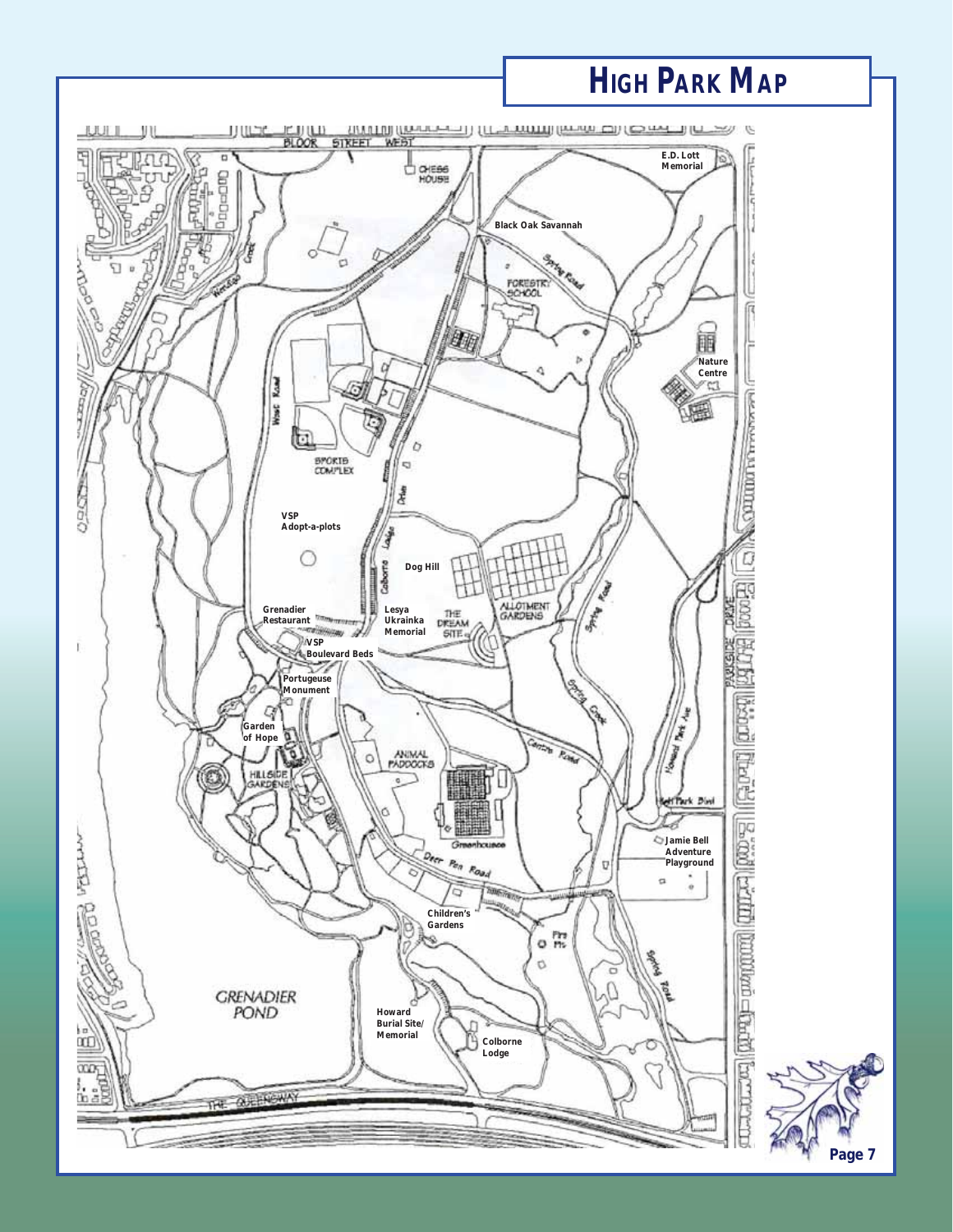# HIGH PARK MAP

BLOOR STREET WEST

CHESS HOUSE

E.D. Lott Memorial

Black Oak Savannah

Spring Road

FORESTRY SCHOOL

Nature Centre

West Road

SPORTS COMPLEX

VSP Adopt-a-plots

Colborne Lodge Drive

Dog Hill

ALLOTMENT GARDENS

Spring Road

Grenadier Restaurant

Lesya Ukrainka Memorial

THE DREAM SITE

VSP Boulevard Beds

Portugeuse Monument

Spring Creek

PARKSIDE DRIVE

Garden of Hope

Centre Road

Howard Park Ave

ANIMAL PADDOCKS

HILLSIDE GARDENS

Bell Park Blvd

Greenhouse

Jamie Bell Adventure Playground

Deer Pen Road

Children's Gardens

Fire Pits

Spring Road

GRENADIER POND

Howard Burial Site/ Memorial

Colborne Lodge

THE QUEENSWAY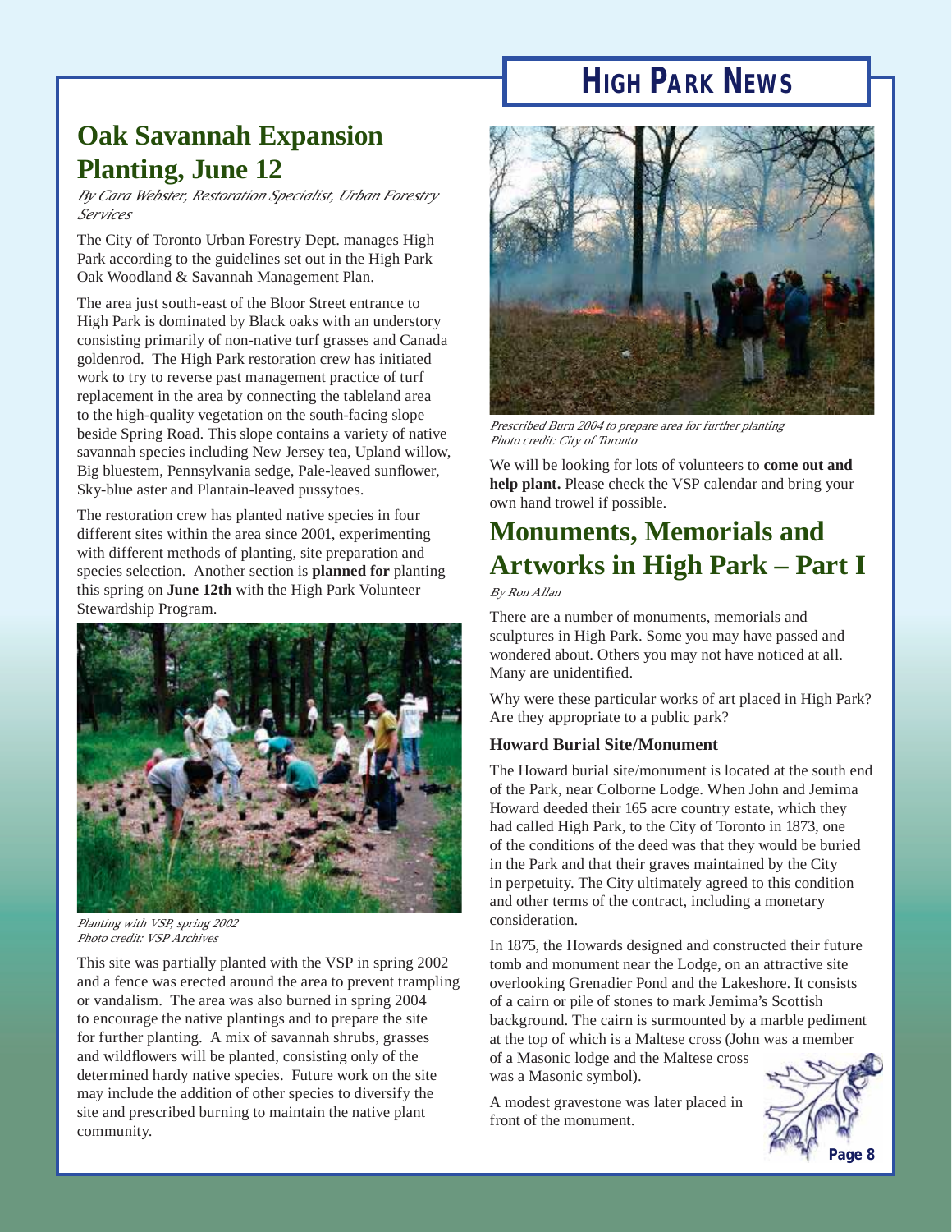## Oak Savannah Expansion Planting, June 12

*By Cara Webster, Restoration Specialist, Urban Forestry Services*

The City of Toronto Urban Forestry Dept. manages High Park according to the guidelines set out in the High Park Oak Woodland & Savannah Management Plan.

The area just south-east of the Bloor Street entrance to High Park is dominated by Black oaks with an understory consisting primarily of non-native turf grasses and Canada goldenrod. The High Park restoration crew has initiated work to try to reverse past management practice of turf replacement in the area by connecting the tableland area to the high-quality vegetation on the south-facing slope beside Spring Road. This slope contains a variety of native savannah species including New Jersey tea, Upland willow, Big bluestem, Pennsylvania sedge, Pale-leaved sunflower, Sky-blue aster and Plantain-leaved pussytoes.

The restoration crew has planted native species in four different sites within the area since 2001, experimenting with different methods of planting, site preparation and species selection. Another section is **planned for** planting this spring on **June 12th** with the High Park Volunteer Stewardship Program.

*Planting with VSP, spring 2002*
*Photo credit: VSP Archives*

This site was partially planted with the VSP in spring 2002 and a fence was erected around the area to prevent trampling or vandalism. The area was also burned in spring 2004 to encourage the native plantings and to prepare the site for further planting. A mix of savannah shrubs, grasses and wildflowers will be planted, consisting only of the determined hardy native species. Future work on the site may include the addition of other species to diversify the site and prescribed burning to maintain the native plant community.

*Prescribed Burn 2004 to prepare area for further planting*
*Photo credit: City of Toronto*

We will be looking for lots of volunteers to **come out and help plant.** Please check the VSP calendar and bring your own hand trowel if possible.

## Monuments, Memorials and Artworks in High Park – Part I

*By Ron Allan*

There are a number of monuments, memorials and sculptures in High Park. Some you may have passed and wondered about. Others you may not have noticed at all. Many are unidentified.

Why were these particular works of art placed in High Park? Are they appropriate to a public park?

### Howard Burial Site/Monument

The Howard burial site/monument is located at the south end of the Park, near Colborne Lodge. When John and Jemima Howard deeded their 165 acre country estate, which they had called High Park, to the City of Toronto in 1873, one of the conditions of the deed was that they would be buried in the Park and that their graves maintained by the City in perpetuity. The City ultimately agreed to this condition and other terms of the contract, including a monetary consideration.

In 1875, the Howards designed and constructed their future tomb and monument near the Lodge, on an attractive site overlooking Grenadier Pond and the Lakeshore. It consists of a cairn or pile of stones to mark Jemima's Scottish background. The cairn is surmounted by a marble pediment at the top of which is a Maltese cross (John was a member of a Masonic lodge and the Maltese cross was a Masonic symbol).

A modest gravestone was later placed in front of the monument.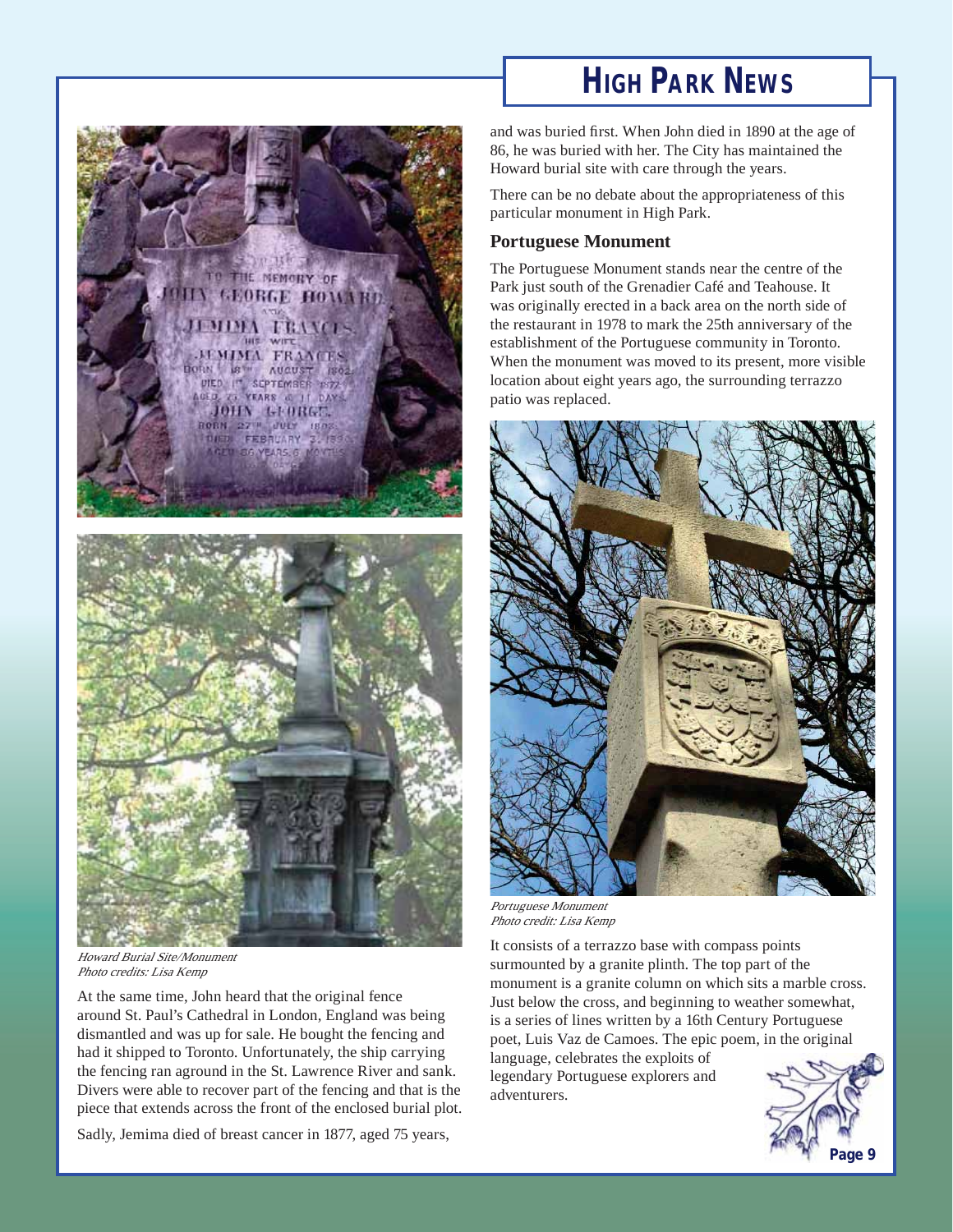Howard Burial Site/Monument
*Photo credits: Lisa Kemp*

At the same time, John heard that the original fence around St. Paul's Cathedral in London, England was being dismantled and was up for sale. He bought the fencing and had it shipped to Toronto. Unfortunately, the ship carrying the fencing ran aground in the St. Lawrence River and sank. Divers were able to recover part of the fencing and that is the piece that extends across the front of the enclosed burial plot.

Sadly, Jemima died of breast cancer in 1877, aged 75 years, and was buried first. When John died in 1890 at the age of 86, he was buried with her. The City has maintained the Howard burial site with care through the years.

There can be no debate about the appropriateness of this particular monument in High Park.

### Portuguese Monument

The Portuguese Monument stands near the centre of the Park just south of the Grenadier Café and Teahouse. It was originally erected in a back area on the north side of the restaurant in 1978 to mark the 25th anniversary of the establishment of the Portuguese community in Toronto. When the monument was moved to its present, more visible location about eight years ago, the surrounding terrazzo patio was replaced.

*Portuguese Monument*
*Photo credit: Lisa Kemp*

It consists of a terrazzo base with compass points surmounted by a granite plinth. The top part of the monument is a granite column on which sits a marble cross. Just below the cross, and beginning to weather somewhat, is a series of lines written by a 16th Century Portuguese poet, Luis Vaz de Camoes. The epic poem, in the original language, celebrates the exploits of legendary Portuguese explorers and adventurers.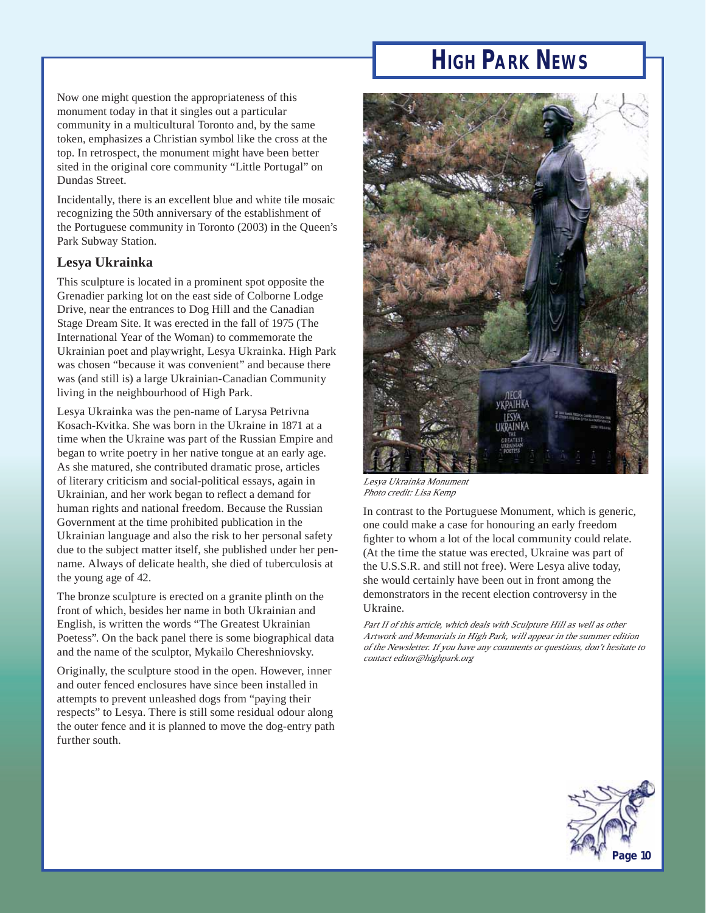Now one might question the appropriateness of this monument today in that it singles out a particular community in a multicultural Toronto and, by the same token, emphasizes a Christian symbol like the cross at the top. In retrospect, the monument might have been better sited in the original core community "Little Portugal" on Dundas Street.

Incidentally, there is an excellent blue and white tile mosaic recognizing the 50th anniversary of the establishment of the Portuguese community in Toronto (2003) in the Queen's Park Subway Station.

### Lesya Ukrainka

This sculpture is located in a prominent spot opposite the Grenadier parking lot on the east side of Colborne Lodge Drive, near the entrances to Dog Hill and the Canadian Stage Dream Site. It was erected in the fall of 1975 (The International Year of the Woman) to commemorate the Ukrainian poet and playwright, Lesya Ukrainka. High Park was chosen "because it was convenient" and because there was (and still is) a large Ukrainian-Canadian Community living in the neighbourhood of High Park.

Lesya Ukrainka was the pen-name of Larysa Petrivna Kosach-Kvitka. She was born in the Ukraine in 1871 at a time when the Ukraine was part of the Russian Empire and began to write poetry in her native tongue at an early age. As she matured, she contributed dramatic prose, articles of literary criticism and social-political essays, again in Ukrainian, and her work began to reflect a demand for human rights and national freedom. Because the Russian Government at the time prohibited publication in the Ukrainian language and also the risk to her personal safety due to the subject matter itself, she published under her pen-name. Always of delicate health, she died of tuberculosis at the young age of 42.

The bronze sculpture is erected on a granite plinth on the front of which, besides her name in both Ukrainian and English, is written the words "The Greatest Ukrainian Poetess". On the back panel there is some biographical data and the name of the sculptor, Mykailo Chereshniovsky.

Originally, the sculpture stood in the open. However, inner and outer fenced enclosures have since been installed in attempts to prevent unleashed dogs from "paying their respects" to Lesya. There is still some residual odour along the outer fence and it is planned to move the dog-entry path further south.

*Lesya Ukrainka Monument*
*Photo credit: Lisa Kemp*

In contrast to the Portuguese Monument, which is generic, one could make a case for honouring an early freedom fighter to whom a lot of the local community could relate. (At the time the statue was erected, Ukraine was part of the U.S.S.R. and still not free). Were Lesya alive today, she would certainly have been out in front among the demonstrators in the recent election controversy in the Ukraine.

*Part II of this article, which deals with Sculpture Hill as well as other Artwork and Memorials in High Park, will appear in the summer edition of the Newsletter. If you have any comments or questions, don't hesitate to contact editor@highpark.org*